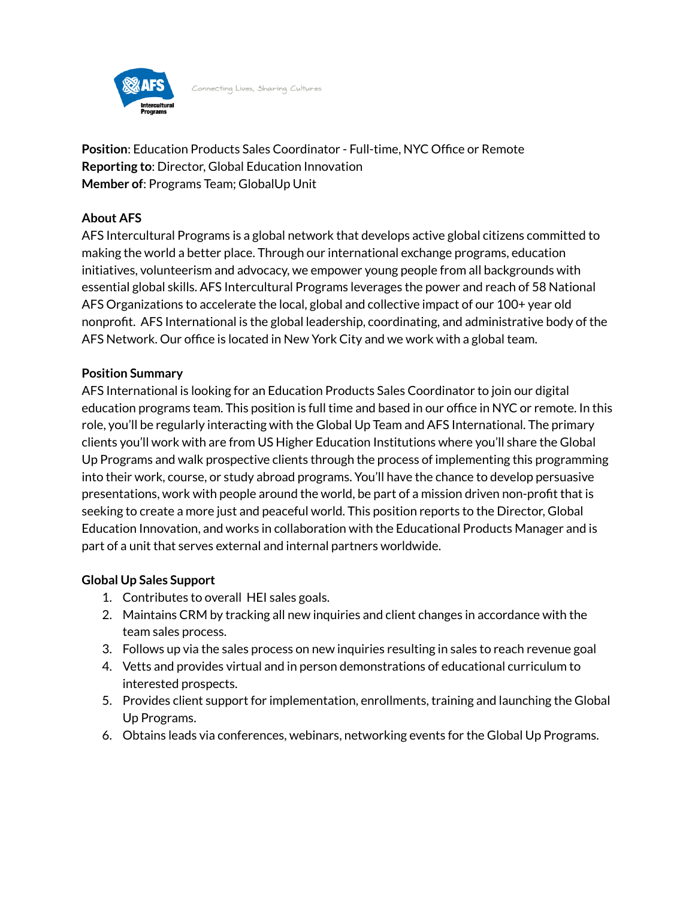Connecting Lives, Sharing Cultures

**Position**: Education Products Sales Coordinator - Full-time, NYC Office or Remote
**Reporting to**: Director, Global Education Innovation
**Member of**: Programs Team; GlobalUp Unit

**About AFS**

AFS Intercultural Programs is a global network that develops active global citizens committed to making the world a better place. Through our international exchange programs, education initiatives, volunteerism and advocacy, we empower young people from all backgrounds with essential global skills. AFS Intercultural Programs leverages the power and reach of 58 National AFS Organizations to accelerate the local, global and collective impact of our 100+ year old nonprofit. AFS International is the global leadership, coordinating, and administrative body of the AFS Network. Our office is located in New York City and we work with a global team.

**Position Summary**

AFS International is looking for an Education Products Sales Coordinator to join our digital education programs team. This position is full time and based in our office in NYC or remote. In this role, you'll be regularly interacting with the Global Up Team and AFS International. The primary clients you'll work with are from US Higher Education Institutions where you'll share the Global Up Programs and walk prospective clients through the process of implementing this programming into their work, course, or study abroad programs. You'll have the chance to develop persuasive presentations, work with people around the world, be part of a mission driven non-profit that is seeking to create a more just and peaceful world. This position reports to the Director, Global Education Innovation, and works in collaboration with the Educational Products Manager and is part of a unit that serves external and internal partners worldwide.

**Global Up Sales Support**

1. Contributes to overall HEI sales goals.
2. Maintains CRM by tracking all new inquiries and client changes in accordance with the team sales process.
3. Follows up via the sales process on new inquiries resulting in sales to reach revenue goal
4. Vetts and provides virtual and in person demonstrations of educational curriculum to interested prospects.
5. Provides client support for implementation, enrollments, training and launching the Global Up Programs.
6. Obtains leads via conferences, webinars, networking events for the Global Up Programs.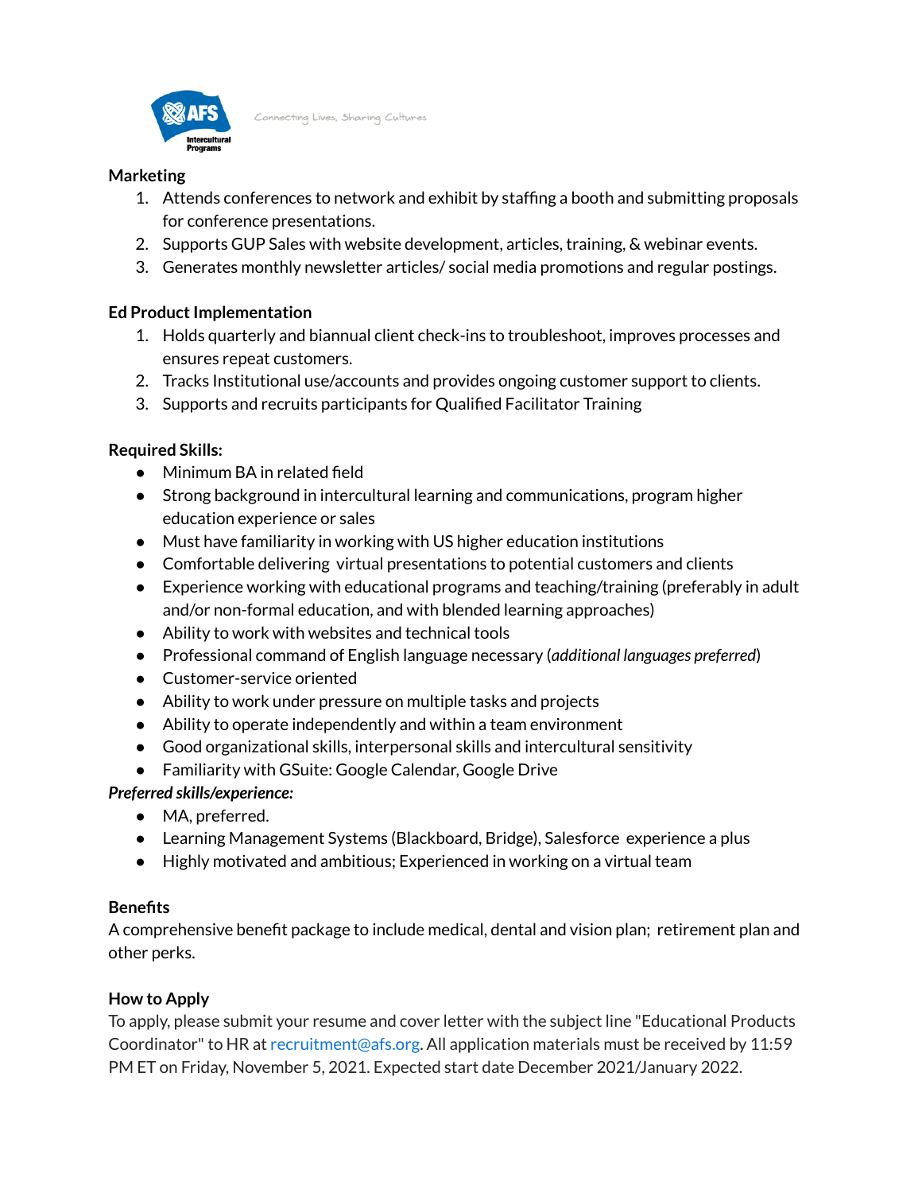**Marketing**

1. Attends conferences to network and exhibit by staffing a booth and submitting proposals for conference presentations.
2. Supports GUP Sales with website development, articles, training, & webinar events.
3. Generates monthly newsletter articles/ social media promotions and regular postings.

**Ed Product Implementation**

1. Holds quarterly and biannual client check-ins to troubleshoot, improves processes and ensures repeat customers.
2. Tracks Institutional use/accounts and provides ongoing customer support to clients.
3. Supports and recruits participants for Qualified Facilitator Training

**Required Skills:**

- Minimum BA in related field
- Strong background in intercultural learning and communications, program higher education experience or sales
- Must have familiarity in working with US higher education institutions
- Comfortable delivering virtual presentations to potential customers and clients
- Experience working with educational programs and teaching/training (preferably in adult and/or non-formal education, and with blended learning approaches)
- Ability to work with websites and technical tools
- Professional command of English language necessary (*additional languages preferred*)
- Customer-service oriented
- Ability to work under pressure on multiple tasks and projects
- Ability to operate independently and within a team environment
- Good organizational skills, interpersonal skills and intercultural sensitivity
- Familiarity with GSuite: Google Calendar, Google Drive

***Preferred skills/experience:***

- MA, preferred.
- Learning Management Systems (Blackboard, Bridge), Salesforce experience a plus
- Highly motivated and ambitious; Experienced in working on a virtual team

**Benefits**

A comprehensive benefit package to include medical, dental and vision plan; retirement plan and other perks.

**How to Apply**

To apply, please submit your resume and cover letter with the subject line "Educational Products Coordinator" to HR at recruitment@afs.org. All application materials must be received by 11:59 PM ET on Friday, November 5, 2021. Expected start date December 2021/January 2022.